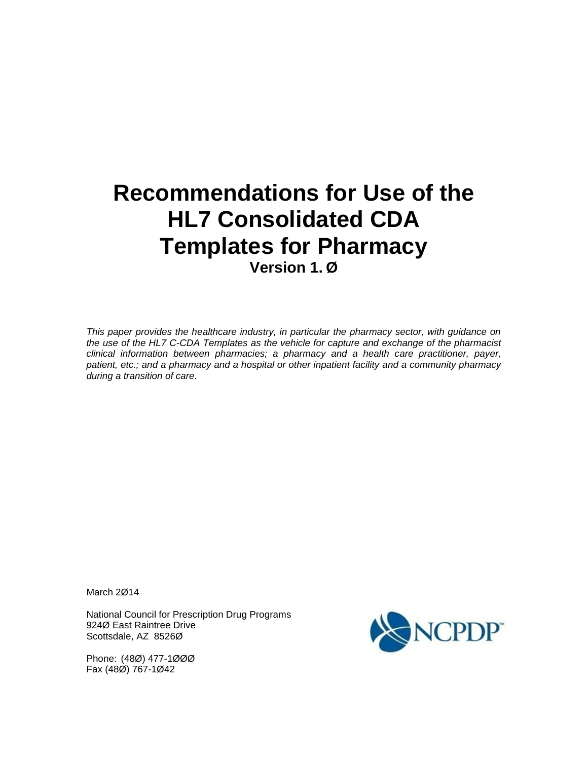# Recommendations for Use of the HL7 Consolidated CDA Templates for Pharmacy

**Version 1. Ø**

*This paper provides the healthcare industry, in particular the pharmacy sector, with guidance on the use of the HL7 C-CDA Templates as the vehicle for capture and exchange of the pharmacist clinical information between pharmacies; a pharmacy and a health care practitioner, payer, patient, etc.; and a pharmacy and a hospital or other inpatient facility and a community pharmacy during a transition of care.*

March 2Ø14

National Council for Prescription Drug Programs
924Ø East Raintree Drive
Scottsdale, AZ 8526Ø

Phone: (48Ø) 477-1ØØØ
Fax (48Ø) 767-1Ø42

NCPDP™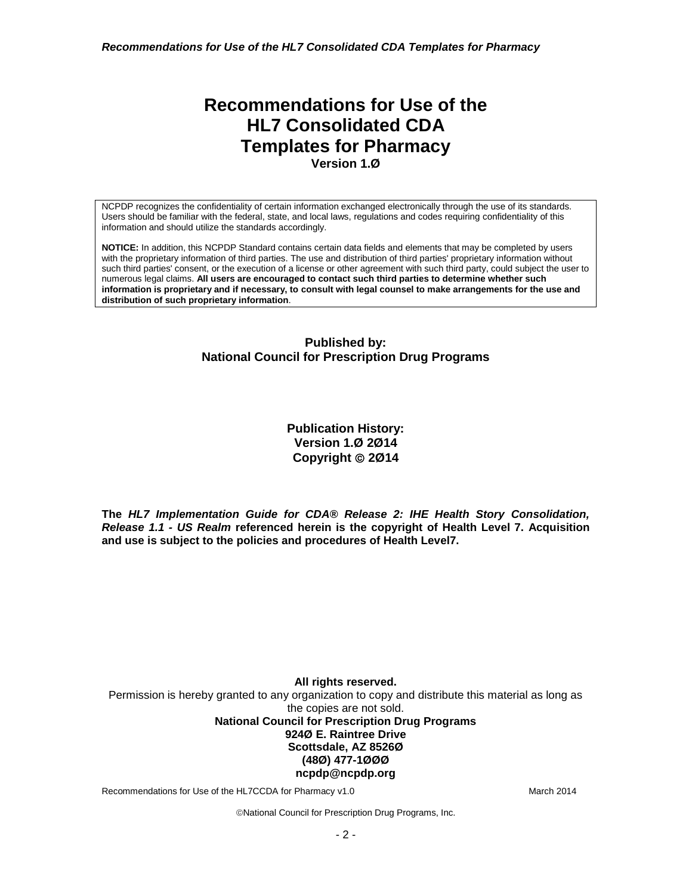# Recommendations for Use of the HL7 Consolidated CDA Templates for Pharmacy

**Version 1.Ø**

NCPDP recognizes the confidentiality of certain information exchanged electronically through the use of its standards. Users should be familiar with the federal, state, and local laws, regulations and codes requiring confidentiality of this information and should utilize the standards accordingly.

**NOTICE:** In addition, this NCPDP Standard contains certain data fields and elements that may be completed by users with the proprietary information of third parties. The use and distribution of third parties' proprietary information without such third parties' consent, or the execution of a license or other agreement with such third party, could subject the user to numerous legal claims. **All users are encouraged to contact such third parties to determine whether such information is proprietary and if necessary, to consult with legal counsel to make arrangements for the use and distribution of such proprietary information**.

**Published by:**
**National Council for Prescription Drug Programs**

**Publication History:**
**Version 1.Ø 2Ø14**
**Copyright © 2Ø14**

**The *HL7 Implementation Guide for CDA® Release 2: IHE Health Story Consolidation, Release 1.1 - US Realm* referenced herein is the copyright of Health Level 7. Acquisition and use is subject to the policies and procedures of Health Level7.**

**All rights reserved.**
Permission is hereby granted to any organization to copy and distribute this material as long as the copies are not sold.
**National Council for Prescription Drug Programs**
**924Ø E. Raintree Drive**
**Scottsdale, AZ 8526Ø**
**(48Ø) 477-1ØØØ**
**ncpdp@ncpdp.org**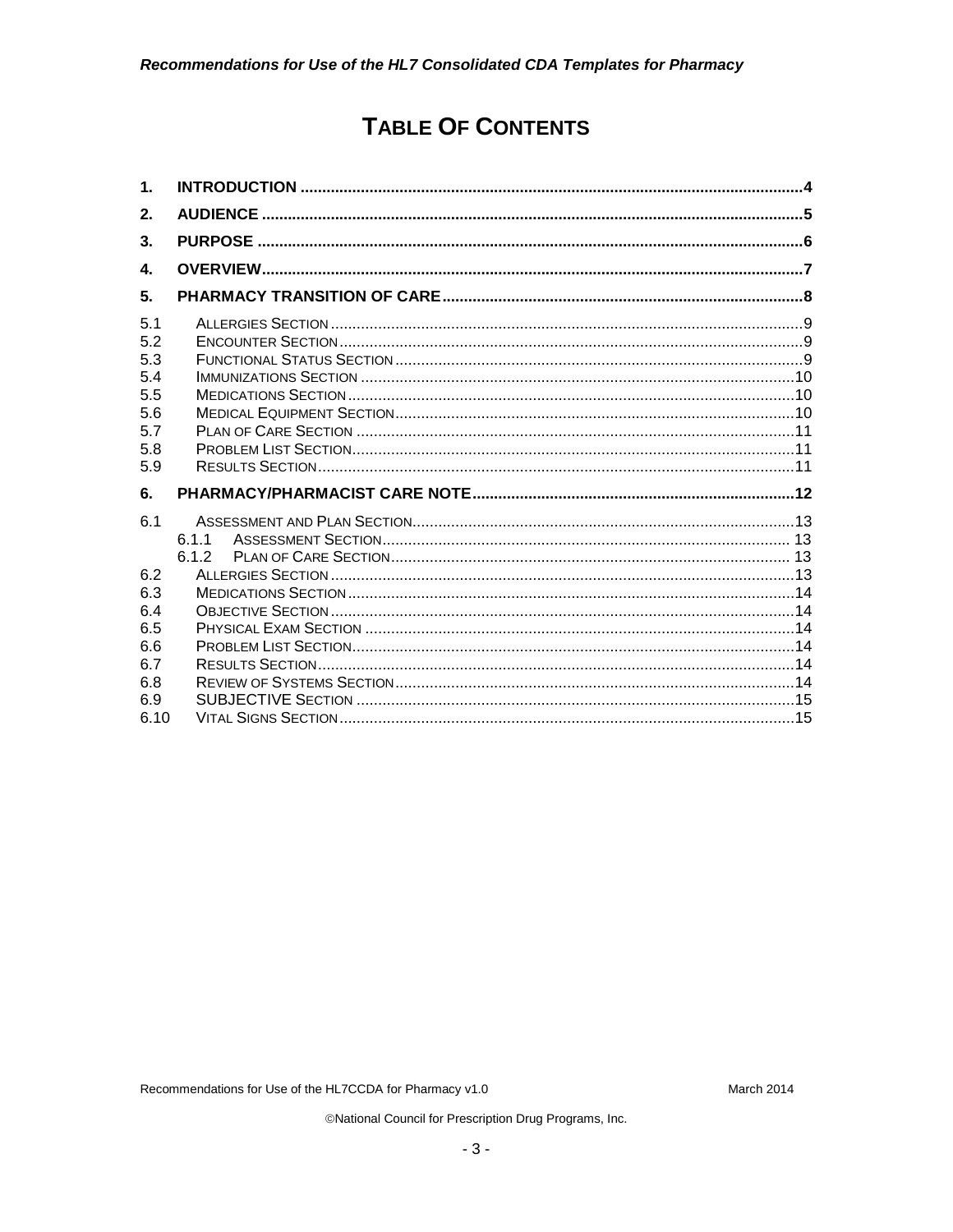# TABLE OF CONTENTS

1. INTRODUCTION ....................................................................................................................4
2. AUDIENCE ............................................................................................................................5
3. PURPOSE .............................................................................................................................6
4. OVERVIEW.............................................................................................................................7
5. PHARMACY TRANSITION OF CARE ...................................................................................8

5.1 ALLERGIES SECTION ............................................................................................................9
5.2 ENCOUNTER SECTION ...........................................................................................................9
5.3 FUNCTIONAL STATUS SECTION ..............................................................................................9
5.4 IMMUNIZATIONS SECTION ....................................................................................................10
5.5 MEDICATIONS SECTION .......................................................................................................10
5.6 MEDICAL EQUIPMENT SECTION ............................................................................................10
5.7 PLAN OF CARE SECTION .....................................................................................................11
5.8 PROBLEM LIST SECTION ......................................................................................................11
5.9 RESULTS SECTION ..............................................................................................................11

6. PHARMACY/PHARMACIST CARE NOTE ...........................................................................12

6.1 ASSESSMENT AND PLAN SECTION........................................................................................13
 6.1.1 ASSESSMENT SECTION .............................................................................................. 13
 6.1.2 PLAN OF CARE SECTION ............................................................................................ 13
6.2 ALLERGIES SECTION ...........................................................................................................13
6.3 MEDICATIONS SECTION .......................................................................................................14
6.4 OBJECTIVE SECTION ...........................................................................................................14
6.5 PHYSICAL EXAM SECTION ...................................................................................................14
6.6 PROBLEM LIST SECTION ......................................................................................................14
6.7 RESULTS SECTION ..............................................................................................................14
6.8 REVIEW OF SYSTEMS SECTION ............................................................................................14
6.9 SUBJECTIVE SECTION .....................................................................................................15
6.10 VITAL SIGNS SECTION .........................................................................................................15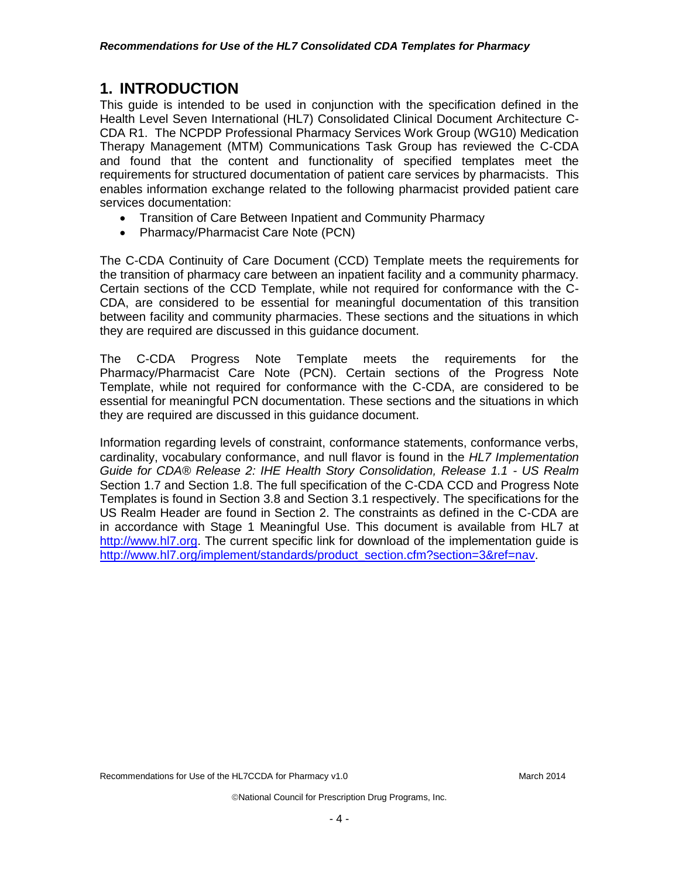# 1. INTRODUCTION

This guide is intended to be used in conjunction with the specification defined in the Health Level Seven International (HL7) Consolidated Clinical Document Architecture C-CDA R1. The NCPDP Professional Pharmacy Services Work Group (WG10) Medication Therapy Management (MTM) Communications Task Group has reviewed the C-CDA and found that the content and functionality of specified templates meet the requirements for structured documentation of patient care services by pharmacists. This enables information exchange related to the following pharmacist provided patient care services documentation:

- Transition of Care Between Inpatient and Community Pharmacy
- Pharmacy/Pharmacist Care Note (PCN)

The C-CDA Continuity of Care Document (CCD) Template meets the requirements for the transition of pharmacy care between an inpatient facility and a community pharmacy. Certain sections of the CCD Template, while not required for conformance with the C-CDA, are considered to be essential for meaningful documentation of this transition between facility and community pharmacies. These sections and the situations in which they are required are discussed in this guidance document.

The C-CDA Progress Note Template meets the requirements for the Pharmacy/Pharmacist Care Note (PCN). Certain sections of the Progress Note Template, while not required for conformance with the C-CDA, are considered to be essential for meaningful PCN documentation. These sections and the situations in which they are required are discussed in this guidance document.

Information regarding levels of constraint, conformance statements, conformance verbs, cardinality, vocabulary conformance, and null flavor is found in the *HL7 Implementation Guide for CDA® Release 2: IHE Health Story Consolidation, Release 1.1 - US Realm* Section 1.7 and Section 1.8. The full specification of the C-CDA CCD and Progress Note Templates is found in Section 3.8 and Section 3.1 respectively. The specifications for the US Realm Header are found in Section 2. The constraints as defined in the C-CDA are in accordance with Stage 1 Meaningful Use. This document is available from HL7 at [http://www.hl7.org](http://www.hl7.org). The current specific link for download of the implementation guide is [http://www.hl7.org/implement/standards/product_section.cfm?section=3&ref=nav](http://www.hl7.org/implement/standards/product_section.cfm?section=3&ref=nav).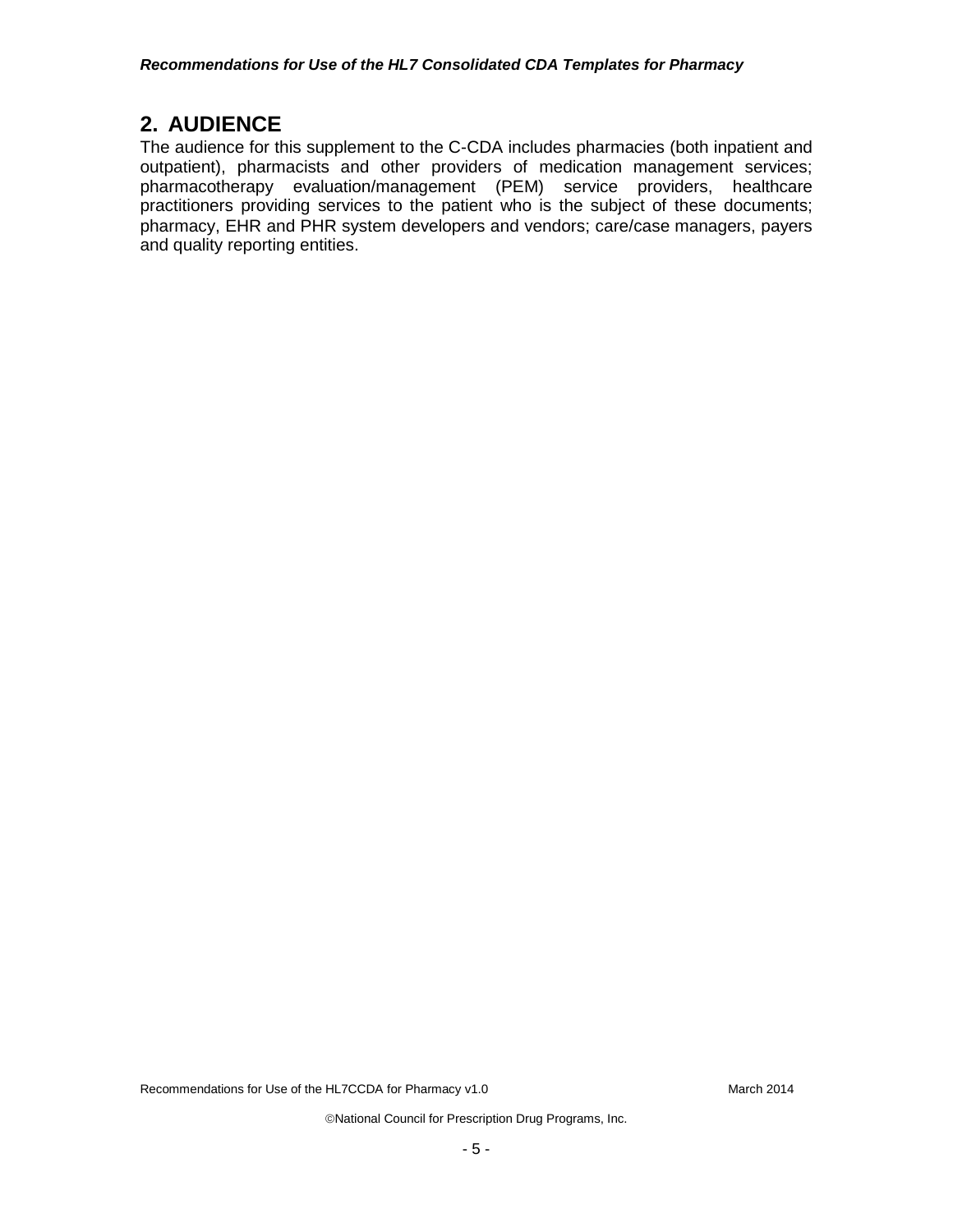## 2. AUDIENCE

The audience for this supplement to the C-CDA includes pharmacies (both inpatient and outpatient), pharmacists and other providers of medication management services; pharmacotherapy evaluation/management (PEM) service providers, healthcare practitioners providing services to the patient who is the subject of these documents; pharmacy, EHR and PHR system developers and vendors; care/case managers, payers and quality reporting entities.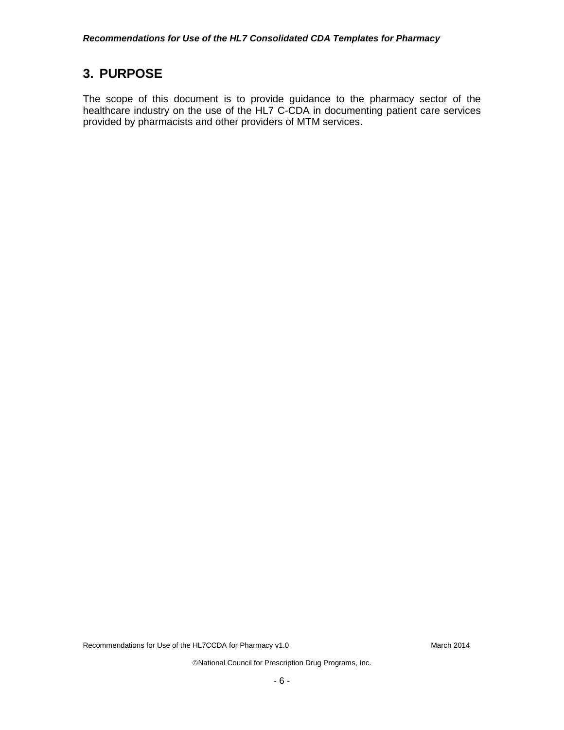# 3. PURPOSE

The scope of this document is to provide guidance to the pharmacy sector of the healthcare industry on the use of the HL7 C-CDA in documenting patient care services provided by pharmacists and other providers of MTM services.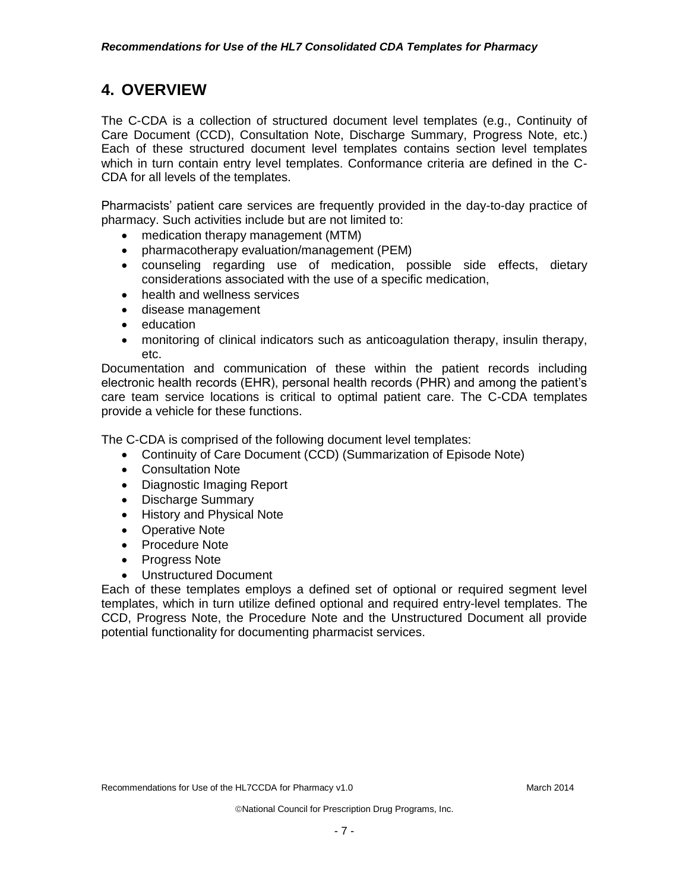# 4. OVERVIEW

The C-CDA is a collection of structured document level templates (e.g., Continuity of Care Document (CCD), Consultation Note, Discharge Summary, Progress Note, etc.) Each of these structured document level templates contains section level templates which in turn contain entry level templates. Conformance criteria are defined in the C-CDA for all levels of the templates.

Pharmacists' patient care services are frequently provided in the day-to-day practice of pharmacy. Such activities include but are not limited to:

- medication therapy management (MTM)
- pharmacotherapy evaluation/management (PEM)
- counseling regarding use of medication, possible side effects, dietary considerations associated with the use of a specific medication,
- health and wellness services
- disease management
- education
- monitoring of clinical indicators such as anticoagulation therapy, insulin therapy, etc.

Documentation and communication of these within the patient records including electronic health records (EHR), personal health records (PHR) and among the patient's care team service locations is critical to optimal patient care. The C-CDA templates provide a vehicle for these functions.

The C-CDA is comprised of the following document level templates:

- Continuity of Care Document (CCD) (Summarization of Episode Note)
- Consultation Note
- Diagnostic Imaging Report
- Discharge Summary
- History and Physical Note
- Operative Note
- Procedure Note
- Progress Note
- Unstructured Document

Each of these templates employs a defined set of optional or required segment level templates, which in turn utilize defined optional and required entry-level templates. The CCD, Progress Note, the Procedure Note and the Unstructured Document all provide potential functionality for documenting pharmacist services.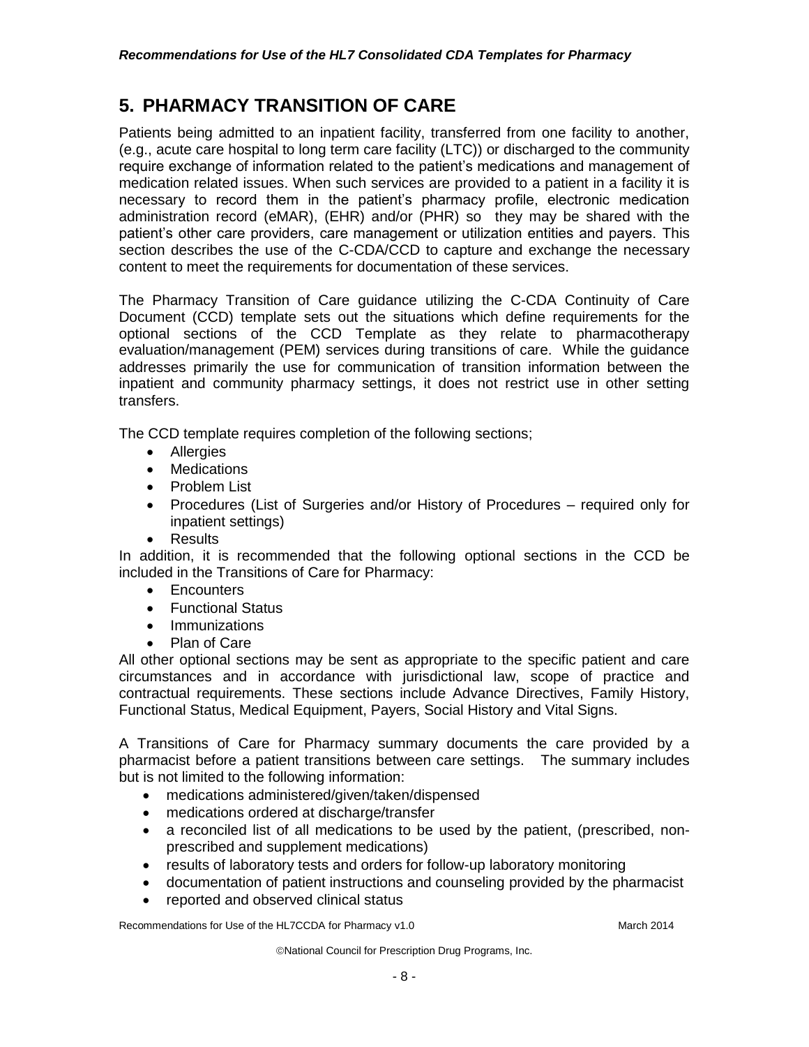# 5. PHARMACY TRANSITION OF CARE

Patients being admitted to an inpatient facility, transferred from one facility to another, (e.g., acute care hospital to long term care facility (LTC)) or discharged to the community require exchange of information related to the patient's medications and management of medication related issues. When such services are provided to a patient in a facility it is necessary to record them in the patient's pharmacy profile, electronic medication administration record (eMAR), (EHR) and/or (PHR) so they may be shared with the patient's other care providers, care management or utilization entities and payers. This section describes the use of the C-CDA/CCD to capture and exchange the necessary content to meet the requirements for documentation of these services.

The Pharmacy Transition of Care guidance utilizing the C-CDA Continuity of Care Document (CCD) template sets out the situations which define requirements for the optional sections of the CCD Template as they relate to pharmacotherapy evaluation/management (PEM) services during transitions of care. While the guidance addresses primarily the use for communication of transition information between the inpatient and community pharmacy settings, it does not restrict use in other setting transfers.

The CCD template requires completion of the following sections;

- Allergies
- Medications
- Problem List
- Procedures (List of Surgeries and/or History of Procedures – required only for inpatient settings)
- Results

In addition, it is recommended that the following optional sections in the CCD be included in the Transitions of Care for Pharmacy:

- Encounters
- Functional Status
- Immunizations
- Plan of Care

All other optional sections may be sent as appropriate to the specific patient and care circumstances and in accordance with jurisdictional law, scope of practice and contractual requirements. These sections include Advance Directives, Family History, Functional Status, Medical Equipment, Payers, Social History and Vital Signs.

A Transitions of Care for Pharmacy summary documents the care provided by a pharmacist before a patient transitions between care settings. The summary includes but is not limited to the following information:

- medications administered/given/taken/dispensed
- medications ordered at discharge/transfer
- a reconciled list of all medications to be used by the patient, (prescribed, non-prescribed and supplement medications)
- results of laboratory tests and orders for follow-up laboratory monitoring
- documentation of patient instructions and counseling provided by the pharmacist
- reported and observed clinical status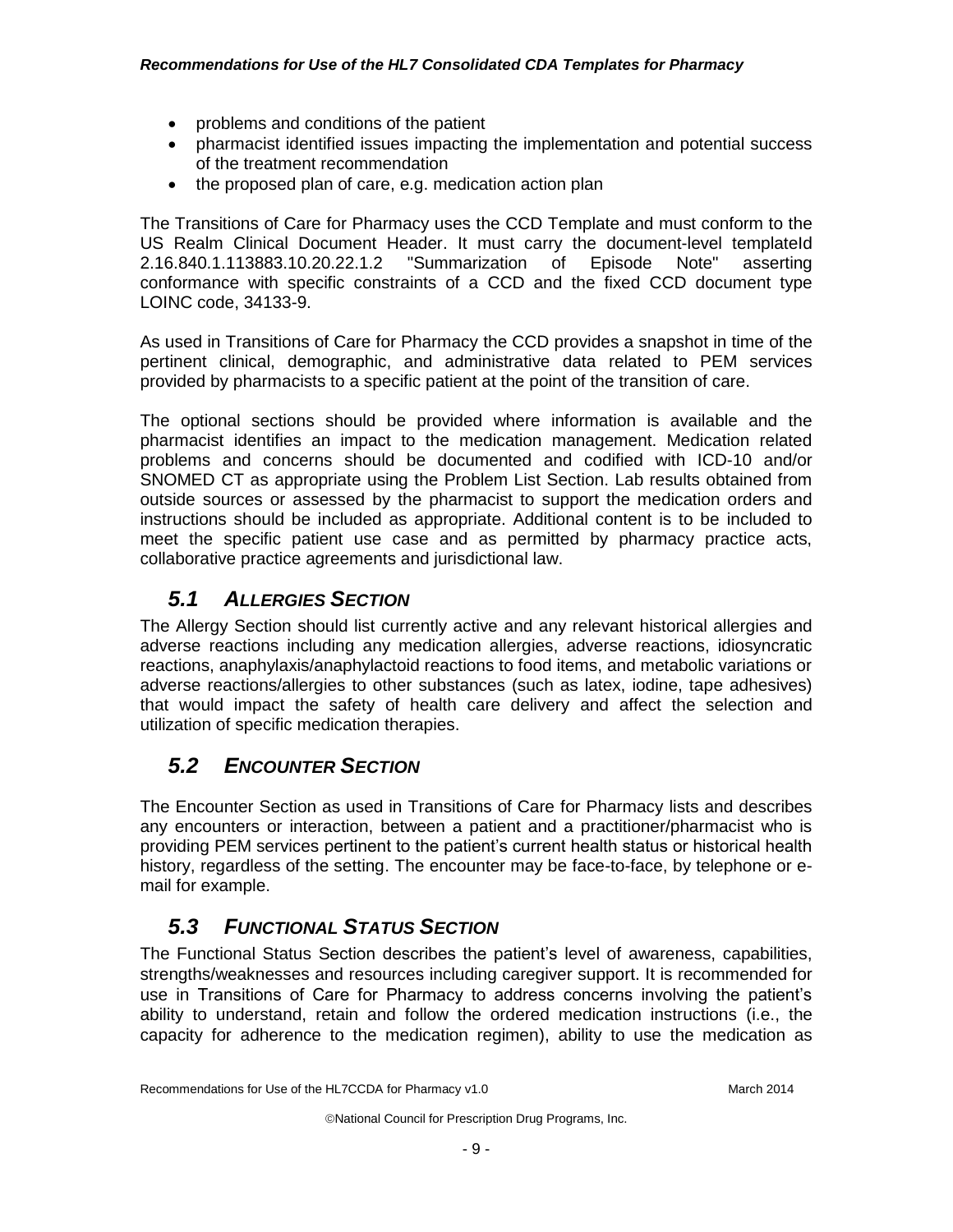- problems and conditions of the patient
- pharmacist identified issues impacting the implementation and potential success of the treatment recommendation
- the proposed plan of care, e.g. medication action plan

The Transitions of Care for Pharmacy uses the CCD Template and must conform to the US Realm Clinical Document Header. It must carry the document-level templateId 2.16.840.1.113883.10.20.22.1.2 "Summarization of Episode Note" asserting conformance with specific constraints of a CCD and the fixed CCD document type LOINC code, 34133-9.

As used in Transitions of Care for Pharmacy the CCD provides a snapshot in time of the pertinent clinical, demographic, and administrative data related to PEM services provided by pharmacists to a specific patient at the point of the transition of care.

The optional sections should be provided where information is available and the pharmacist identifies an impact to the medication management. Medication related problems and concerns should be documented and codified with ICD-10 and/or SNOMED CT as appropriate using the Problem List Section. Lab results obtained from outside sources or assessed by the pharmacist to support the medication orders and instructions should be included as appropriate. Additional content is to be included to meet the specific patient use case and as permitted by pharmacy practice acts, collaborative practice agreements and jurisdictional law.

## *5.1 ALLERGIES SECTION*

The Allergy Section should list currently active and any relevant historical allergies and adverse reactions including any medication allergies, adverse reactions, idiosyncratic reactions, anaphylaxis/anaphylactoid reactions to food items, and metabolic variations or adverse reactions/allergies to other substances (such as latex, iodine, tape adhesives) that would impact the safety of health care delivery and affect the selection and utilization of specific medication therapies.

## *5.2 ENCOUNTER SECTION*

The Encounter Section as used in Transitions of Care for Pharmacy lists and describes any encounters or interaction, between a patient and a practitioner/pharmacist who is providing PEM services pertinent to the patient's current health status or historical health history, regardless of the setting. The encounter may be face-to-face, by telephone or e-mail for example.

## *5.3 FUNCTIONAL STATUS SECTION*

The Functional Status Section describes the patient's level of awareness, capabilities, strengths/weaknesses and resources including caregiver support. It is recommended for use in Transitions of Care for Pharmacy to address concerns involving the patient's ability to understand, retain and follow the ordered medication instructions (i.e., the capacity for adherence to the medication regimen), ability to use the medication as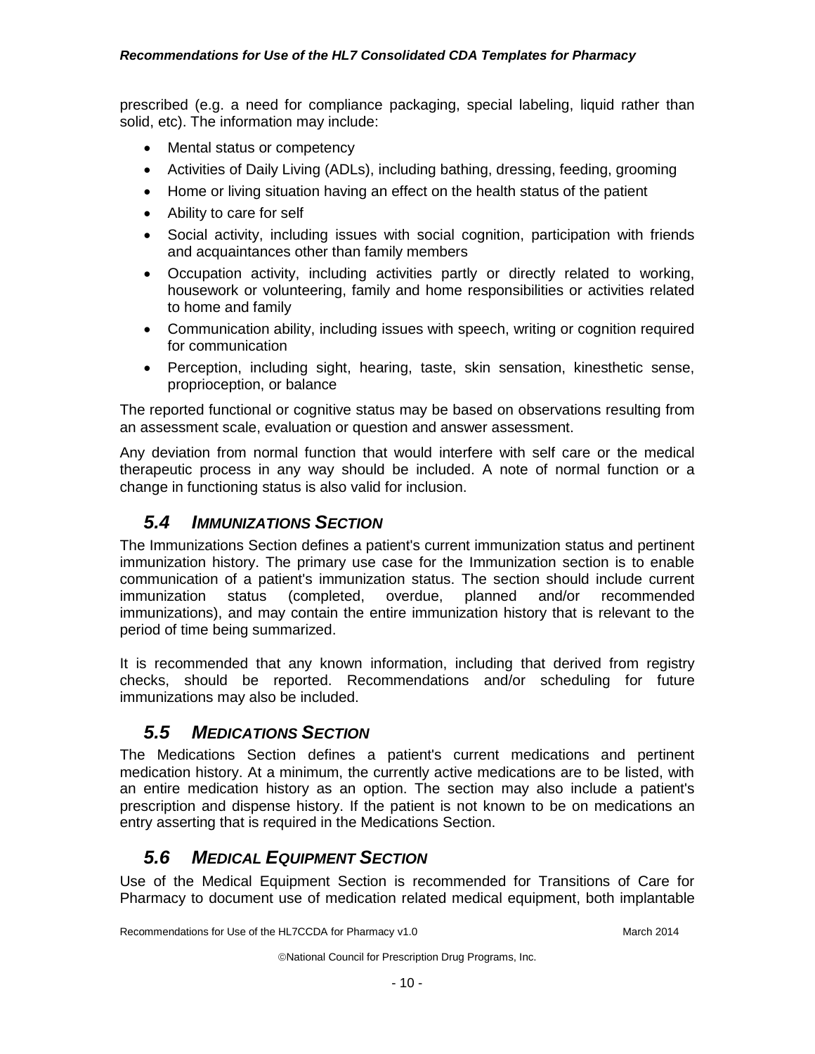prescribed (e.g. a need for compliance packaging, special labeling, liquid rather than solid, etc). The information may include:

- Mental status or competency
- Activities of Daily Living (ADLs), including bathing, dressing, feeding, grooming
- Home or living situation having an effect on the health status of the patient
- Ability to care for self
- Social activity, including issues with social cognition, participation with friends and acquaintances other than family members
- Occupation activity, including activities partly or directly related to working, housework or volunteering, family and home responsibilities or activities related to home and family
- Communication ability, including issues with speech, writing or cognition required for communication
- Perception, including sight, hearing, taste, skin sensation, kinesthetic sense, proprioception, or balance

The reported functional or cognitive status may be based on observations resulting from an assessment scale, evaluation or question and answer assessment.

Any deviation from normal function that would interfere with self care or the medical therapeutic process in any way should be included. A note of normal function or a change in functioning status is also valid for inclusion.

## *5.4 IMMUNIZATIONS SECTION*

The Immunizations Section defines a patient's current immunization status and pertinent immunization history. The primary use case for the Immunization section is to enable communication of a patient's immunization status. The section should include current immunization status (completed, overdue, planned and/or recommended immunizations), and may contain the entire immunization history that is relevant to the period of time being summarized.

It is recommended that any known information, including that derived from registry checks, should be reported. Recommendations and/or scheduling for future immunizations may also be included.

## *5.5 MEDICATIONS SECTION*

The Medications Section defines a patient's current medications and pertinent medication history. At a minimum, the currently active medications are to be listed, with an entire medication history as an option. The section may also include a patient's prescription and dispense history. If the patient is not known to be on medications an entry asserting that is required in the Medications Section.

## *5.6 MEDICAL EQUIPMENT SECTION*

Use of the Medical Equipment Section is recommended for Transitions of Care for Pharmacy to document use of medication related medical equipment, both implantable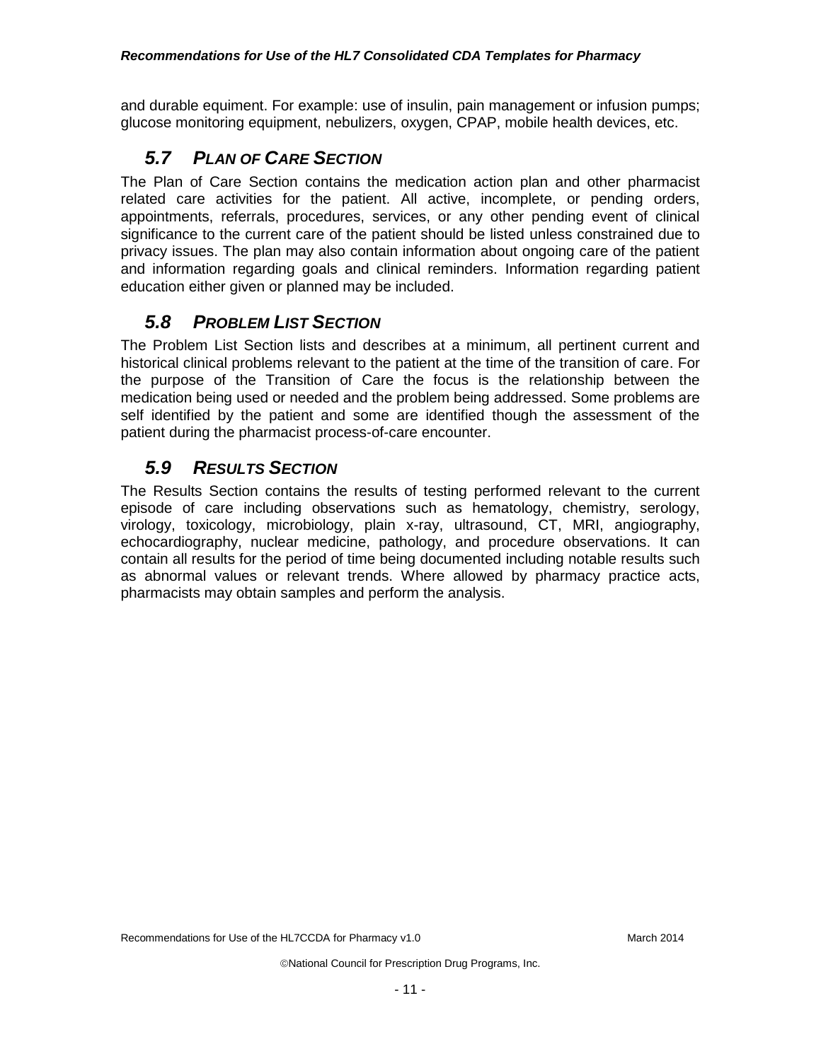and durable equiment. For example: use of insulin, pain management or infusion pumps; glucose monitoring equipment, nebulizers, oxygen, CPAP, mobile health devices, etc.

## 5.7 PLAN OF CARE SECTION

The Plan of Care Section contains the medication action plan and other pharmacist related care activities for the patient. All active, incomplete, or pending orders, appointments, referrals, procedures, services, or any other pending event of clinical significance to the current care of the patient should be listed unless constrained due to privacy issues. The plan may also contain information about ongoing care of the patient and information regarding goals and clinical reminders. Information regarding patient education either given or planned may be included.

## 5.8 PROBLEM LIST SECTION

The Problem List Section lists and describes at a minimum, all pertinent current and historical clinical problems relevant to the patient at the time of the transition of care. For the purpose of the Transition of Care the focus is the relationship between the medication being used or needed and the problem being addressed. Some problems are self identified by the patient and some are identified though the assessment of the patient during the pharmacist process-of-care encounter.

## 5.9 RESULTS SECTION

The Results Section contains the results of testing performed relevant to the current episode of care including observations such as hematology, chemistry, serology, virology, toxicology, microbiology, plain x-ray, ultrasound, CT, MRI, angiography, echocardiography, nuclear medicine, pathology, and procedure observations. It can contain all results for the period of time being documented including notable results such as abnormal values or relevant trends. Where allowed by pharmacy practice acts, pharmacists may obtain samples and perform the analysis.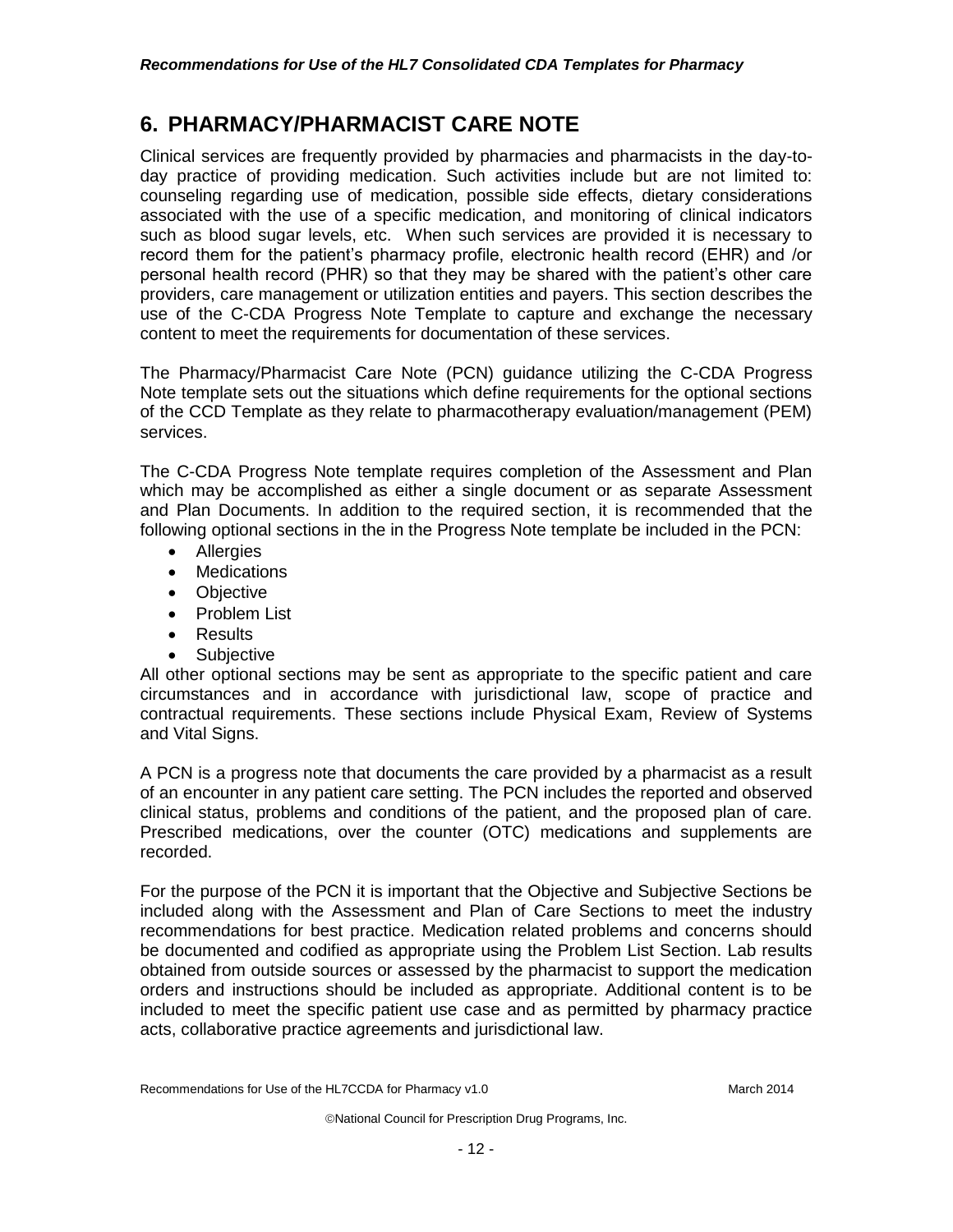# 6. PHARMACY/PHARMACIST CARE NOTE

Clinical services are frequently provided by pharmacies and pharmacists in the day-to-day practice of providing medication. Such activities include but are not limited to: counseling regarding use of medication, possible side effects, dietary considerations associated with the use of a specific medication, and monitoring of clinical indicators such as blood sugar levels, etc. When such services are provided it is necessary to record them for the patient's pharmacy profile, electronic health record (EHR) and /or personal health record (PHR) so that they may be shared with the patient's other care providers, care management or utilization entities and payers. This section describes the use of the C-CDA Progress Note Template to capture and exchange the necessary content to meet the requirements for documentation of these services.

The Pharmacy/Pharmacist Care Note (PCN) guidance utilizing the C-CDA Progress Note template sets out the situations which define requirements for the optional sections of the CCD Template as they relate to pharmacotherapy evaluation/management (PEM) services.

The C-CDA Progress Note template requires completion of the Assessment and Plan which may be accomplished as either a single document or as separate Assessment and Plan Documents. In addition to the required section, it is recommended that the following optional sections in the in the Progress Note template be included in the PCN:

- Allergies
- Medications
- Objective
- Problem List
- Results
- Subjective

All other optional sections may be sent as appropriate to the specific patient and care circumstances and in accordance with jurisdictional law, scope of practice and contractual requirements. These sections include Physical Exam, Review of Systems and Vital Signs.

A PCN is a progress note that documents the care provided by a pharmacist as a result of an encounter in any patient care setting. The PCN includes the reported and observed clinical status, problems and conditions of the patient, and the proposed plan of care. Prescribed medications, over the counter (OTC) medications and supplements are recorded.

For the purpose of the PCN it is important that the Objective and Subjective Sections be included along with the Assessment and Plan of Care Sections to meet the industry recommendations for best practice. Medication related problems and concerns should be documented and codified as appropriate using the Problem List Section. Lab results obtained from outside sources or assessed by the pharmacist to support the medication orders and instructions should be included as appropriate. Additional content is to be included to meet the specific patient use case and as permitted by pharmacy practice acts, collaborative practice agreements and jurisdictional law.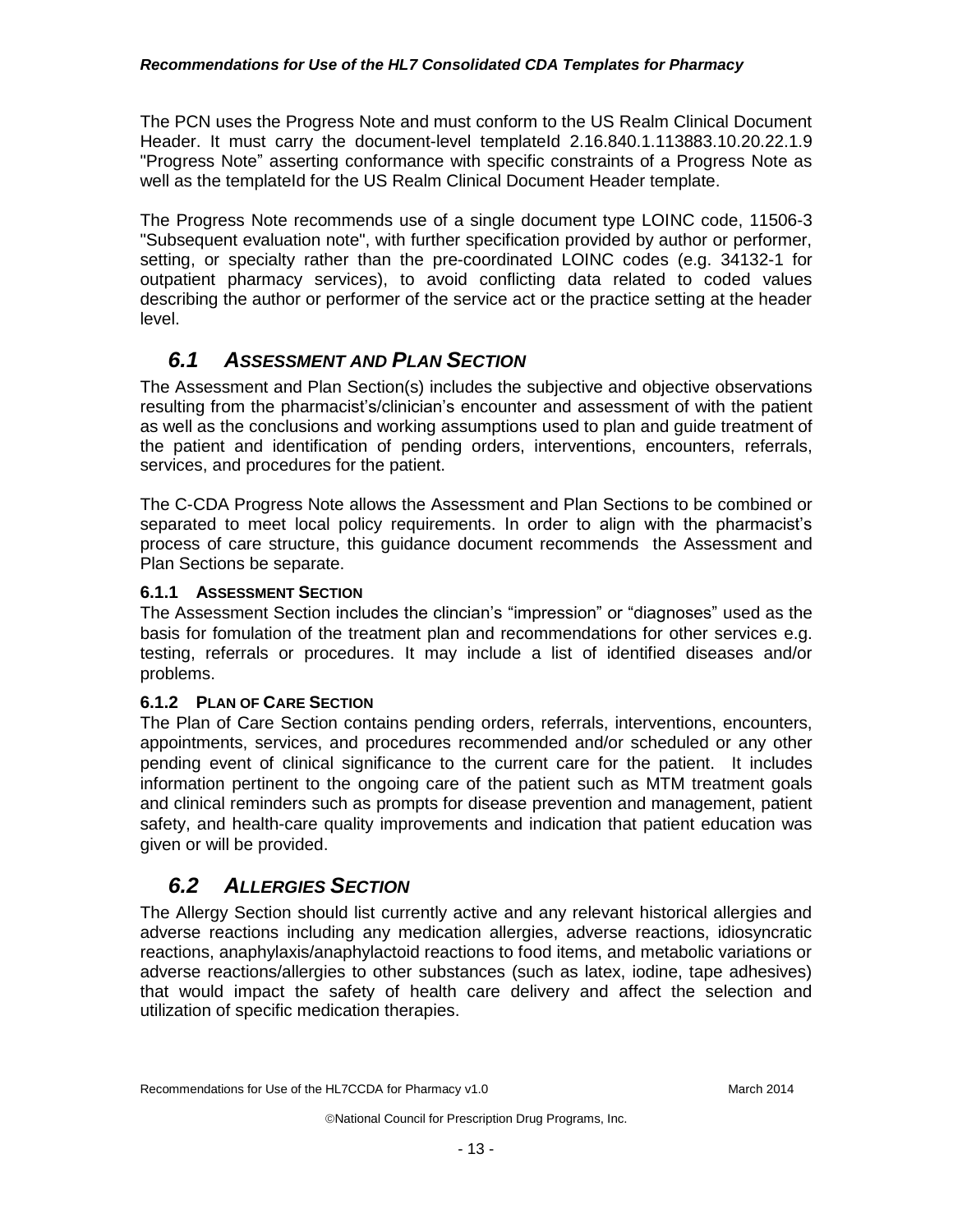The PCN uses the Progress Note and must conform to the US Realm Clinical Document Header. It must carry the document-level templateId 2.16.840.1.113883.10.20.22.1.9 "Progress Note" asserting conformance with specific constraints of a Progress Note as well as the templateId for the US Realm Clinical Document Header template.

The Progress Note recommends use of a single document type LOINC code, 11506-3 "Subsequent evaluation note", with further specification provided by author or performer, setting, or specialty rather than the pre-coordinated LOINC codes (e.g. 34132-1 for outpatient pharmacy services), to avoid conflicting data related to coded values describing the author or performer of the service act or the practice setting at the header level.

## *6.1 ASSESSMENT AND PLAN SECTION*

The Assessment and Plan Section(s) includes the subjective and objective observations resulting from the pharmacist's/clinician's encounter and assessment of with the patient as well as the conclusions and working assumptions used to plan and guide treatment of the patient and identification of pending orders, interventions, encounters, referrals, services, and procedures for the patient.

The C-CDA Progress Note allows the Assessment and Plan Sections to be combined or separated to meet local policy requirements. In order to align with the pharmacist's process of care structure, this guidance document recommends the Assessment and Plan Sections be separate.

### 6.1.1 ASSESSMENT SECTION

The Assessment Section includes the clincian's "impression" or "diagnoses" used as the basis for fomulation of the treatment plan and recommendations for other services e.g. testing, referrals or procedures. It may include a list of identified diseases and/or problems.

### 6.1.2 PLAN OF CARE SECTION

The Plan of Care Section contains pending orders, referrals, interventions, encounters, appointments, services, and procedures recommended and/or scheduled or any other pending event of clinical significance to the current care for the patient. It includes information pertinent to the ongoing care of the patient such as MTM treatment goals and clinical reminders such as prompts for disease prevention and management, patient safety, and health-care quality improvements and indication that patient education was given or will be provided.

## *6.2 ALLERGIES SECTION*

The Allergy Section should list currently active and any relevant historical allergies and adverse reactions including any medication allergies, adverse reactions, idiosyncratic reactions, anaphylaxis/anaphylactoid reactions to food items, and metabolic variations or adverse reactions/allergies to other substances (such as latex, iodine, tape adhesives) that would impact the safety of health care delivery and affect the selection and utilization of specific medication therapies.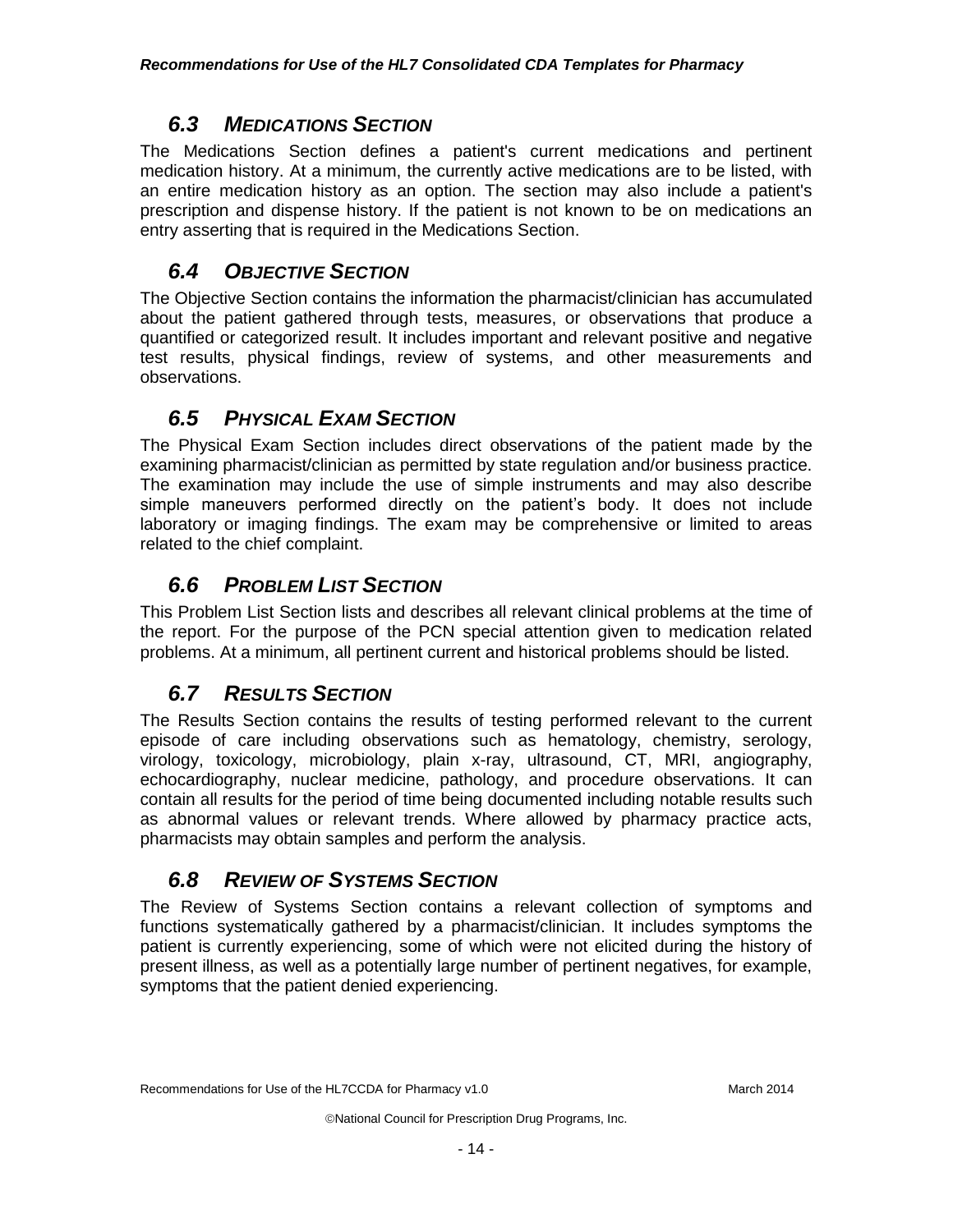## *6.3 MEDICATIONS SECTION*

The Medications Section defines a patient's current medications and pertinent medication history. At a minimum, the currently active medications are to be listed, with an entire medication history as an option. The section may also include a patient's prescription and dispense history. If the patient is not known to be on medications an entry asserting that is required in the Medications Section.

## *6.4 OBJECTIVE SECTION*

The Objective Section contains the information the pharmacist/clinician has accumulated about the patient gathered through tests, measures, or observations that produce a quantified or categorized result. It includes important and relevant positive and negative test results, physical findings, review of systems, and other measurements and observations.

## *6.5 PHYSICAL EXAM SECTION*

The Physical Exam Section includes direct observations of the patient made by the examining pharmacist/clinician as permitted by state regulation and/or business practice. The examination may include the use of simple instruments and may also describe simple maneuvers performed directly on the patient's body. It does not include laboratory or imaging findings. The exam may be comprehensive or limited to areas related to the chief complaint.

## *6.6 PROBLEM LIST SECTION*

This Problem List Section lists and describes all relevant clinical problems at the time of the report. For the purpose of the PCN special attention given to medication related problems. At a minimum, all pertinent current and historical problems should be listed.

## *6.7 RESULTS SECTION*

The Results Section contains the results of testing performed relevant to the current episode of care including observations such as hematology, chemistry, serology, virology, toxicology, microbiology, plain x-ray, ultrasound, CT, MRI, angiography, echocardiography, nuclear medicine, pathology, and procedure observations. It can contain all results for the period of time being documented including notable results such as abnormal values or relevant trends. Where allowed by pharmacy practice acts, pharmacists may obtain samples and perform the analysis.

## *6.8 REVIEW OF SYSTEMS SECTION*

The Review of Systems Section contains a relevant collection of symptoms and functions systematically gathered by a pharmacist/clinician. It includes symptoms the patient is currently experiencing, some of which were not elicited during the history of present illness, as well as a potentially large number of pertinent negatives, for example, symptoms that the patient denied experiencing.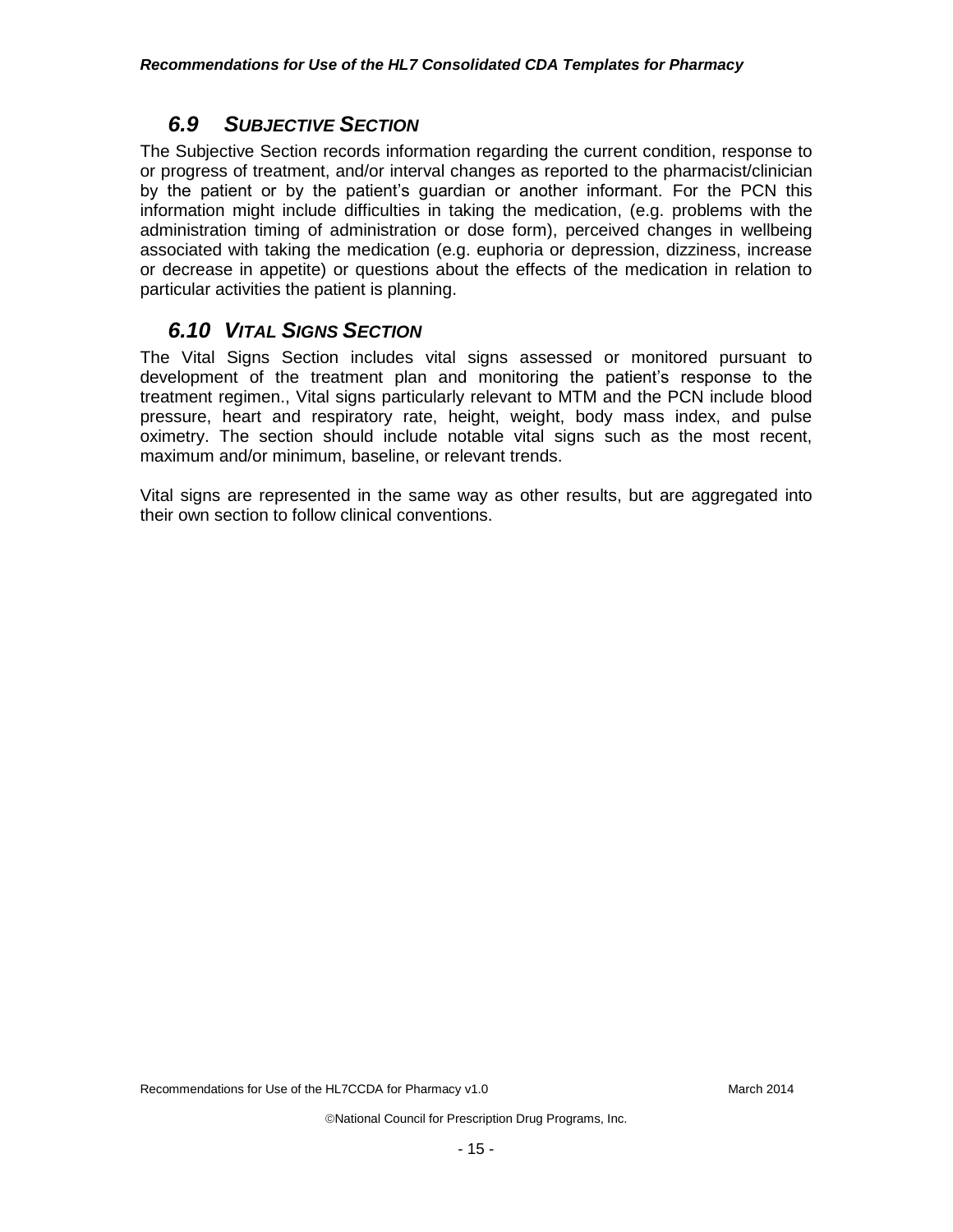## *6.9 SUBJECTIVE SECTION*

The Subjective Section records information regarding the current condition, response to or progress of treatment, and/or interval changes as reported to the pharmacist/clinician by the patient or by the patient's guardian or another informant. For the PCN this information might include difficulties in taking the medication, (e.g. problems with the administration timing of administration or dose form), perceived changes in wellbeing associated with taking the medication (e.g. euphoria or depression, dizziness, increase or decrease in appetite) or questions about the effects of the medication in relation to particular activities the patient is planning.

## *6.10 VITAL SIGNS SECTION*

The Vital Signs Section includes vital signs assessed or monitored pursuant to development of the treatment plan and monitoring the patient's response to the treatment regimen., Vital signs particularly relevant to MTM and the PCN include blood pressure, heart and respiratory rate, height, weight, body mass index, and pulse oximetry. The section should include notable vital signs such as the most recent, maximum and/or minimum, baseline, or relevant trends.

Vital signs are represented in the same way as other results, but are aggregated into their own section to follow clinical conventions.